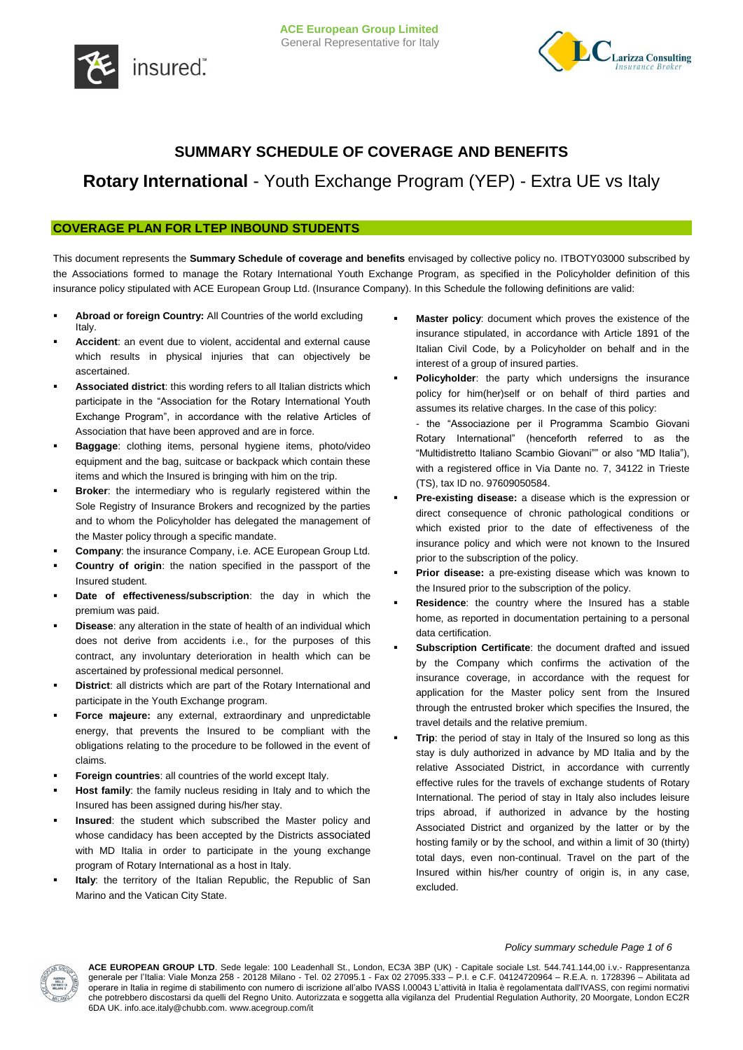ACE European Group Limited
General Representative for Italy

# SUMMARY SCHEDULE OF COVERAGE AND BENEFITS

## **Rotary International** - Youth Exchange Program (YEP) - Extra UE vs Italy

### COVERAGE PLAN FOR LTEP INBOUND STUDENTS

This document represents the **Summary Schedule of coverage and benefits** envisaged by collective policy no. ITBOTY03000 subscribed by the Associations formed to manage the Rotary International Youth Exchange Program, as specified in the Policyholder definition of this insurance policy stipulated with ACE European Group Ltd. (Insurance Company). In this Schedule the following definitions are valid:

- **Abroad or foreign Country:** All Countries of the world excluding Italy.
- **Accident**: an event due to violent, accidental and external cause which results in physical injuries that can objectively be ascertained.
- **Associated district**: this wording refers to all Italian districts which participate in the "Association for the Rotary International Youth Exchange Program", in accordance with the relative Articles of Association that have been approved and are in force.
- **Baggage**: clothing items, personal hygiene items, photo/video equipment and the bag, suitcase or backpack which contain these items and which the Insured is bringing with him on the trip.
- **Broker**: the intermediary who is regularly registered within the Sole Registry of Insurance Brokers and recognized by the parties and to whom the Policyholder has delegated the management of the Master policy through a specific mandate.
- **Company**: the insurance Company, i.e. ACE European Group Ltd.
- **Country of origin**: the nation specified in the passport of the Insured student.
- **Date of effectiveness/subscription**: the day in which the premium was paid.
- **Disease**: any alteration in the state of health of an individual which does not derive from accidents i.e., for the purposes of this contract, any involuntary deterioration in health which can be ascertained by professional medical personnel.
- **District**: all districts which are part of the Rotary International and participate in the Youth Exchange program.
- **Force majeure:** any external, extraordinary and unpredictable energy, that prevents the Insured to be compliant with the obligations relating to the procedure to be followed in the event of claims.
- **Foreign countries**: all countries of the world except Italy.
- **Host family**: the family nucleus residing in Italy and to which the Insured has been assigned during his/her stay.
- **Insured**: the student which subscribed the Master policy and whose candidacy has been accepted by the Districts associated with MD Italia in order to participate in the young exchange program of Rotary International as a host in Italy.
- **Italy**: the territory of the Italian Republic, the Republic of San Marino and the Vatican City State.
- **Master policy**: document which proves the existence of the insurance stipulated, in accordance with Article 1891 of the Italian Civil Code, by a Policyholder on behalf and in the interest of a group of insured parties.
- **Policyholder**: the party which undersigns the insurance policy for him(her)self or on behalf of third parties and assumes its relative charges. In the case of this policy:
  - the "Associazione per il Programma Scambio Giovani Rotary International" (henceforth referred to as the "Multidistretto Italiano Scambio Giovani"" or also "MD Italia"), with a registered office in Via Dante no. 7, 34122 in Trieste (TS), tax ID no. 97609050584.
- **Pre-existing disease:** a disease which is the expression or direct consequence of chronic pathological conditions or which existed prior to the date of effectiveness of the insurance policy and which were not known to the Insured prior to the subscription of the policy.
- **Prior disease:** a pre-existing disease which was known to the Insured prior to the subscription of the policy.
- **Residence**: the country where the Insured has a stable home, as reported in documentation pertaining to a personal data certification.
- **Subscription Certificate**: the document drafted and issued by the Company which confirms the activation of the insurance coverage, in accordance with the request for application for the Master policy sent from the Insured through the entrusted broker which specifies the Insured, the travel details and the relative premium.
- **Trip**: the period of stay in Italy of the Insured so long as this stay is duly authorized in advance by MD Italia and by the relative Associated District, in accordance with currently effective rules for the travels of exchange students of Rotary International. The period of stay in Italy also includes leisure trips abroad, if authorized in advance by the hosting Associated District and organized by the latter or by the hosting family or by the school, and within a limit of 30 (thirty) total days, even non-continual. Travel on the part of the Insured within his/her country of origin is, in any case, excluded.

**ACE EUROPEAN GROUP LTD**. Sede legale: 100 Leadenhall St., London, EC3A 3BP (UK) - Capitale sociale Lst. 544.741.144,00 i.v.- Rappresentanza generale per l'Italia: Viale Monza 258 - 20128 Milano - Tel. 02 27095.1 - Fax 02 27095.333 – P.I. e C.F. 04124720964 – R.E.A. n. 1728396 – Abilitata ad operare in Italia in regime di stabilimento con numero di iscrizione all'albo IVASS I.00043 L'attività in Italia è regolamentata dall'IVASS, con regimi normativi che potrebbero discostarsi da quelli del Regno Unito. Autorizzata e soggetta alla vigilanza del Prudential Regulation Authority, 20 Moorgate, London EC2R 6DA UK. info.ace.italy@chubb.com. www.acegroup.com/it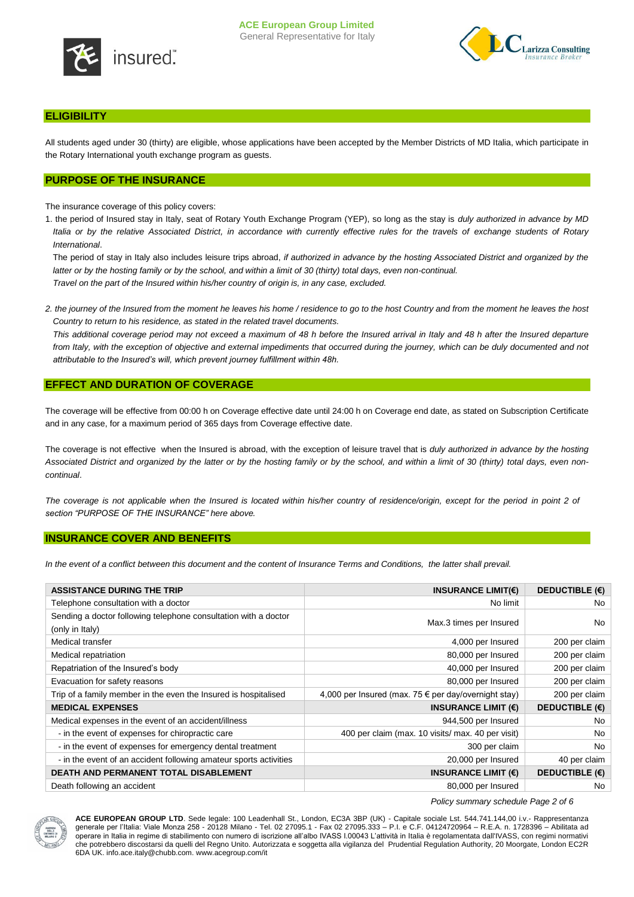## ELIGIBILITY

All students aged under 30 (thirty) are eligible, whose applications have been accepted by the Member Districts of MD Italia, which participate in the Rotary International youth exchange program as guests.

## PURPOSE OF THE INSURANCE

The insurance coverage of this policy covers:

1. the period of Insured stay in Italy, seat of Rotary Youth Exchange Program (YEP), so long as the stay is *duly authorized in advance by MD Italia or by the relative Associated District, in accordance with currently effective rules for the travels of exchange students of Rotary International*.

   The period of stay in Italy also includes leisure trips abroad, *if authorized in advance by the hosting Associated District and organized by the latter or by the hosting family or by the school, and within a limit of 30 (thirty) total days, even non-continual.*
   *Travel on the part of the Insured within his/her country of origin is, in any case, excluded.*

2. *the journey of the Insured from the moment he leaves his home / residence to go to the host Country and from the moment he leaves the host Country to return to his residence, as stated in the related travel documents.*
   *This additional coverage period may not exceed a maximum of 48 h before the Insured arrival in Italy and 48 h after the Insured departure from Italy, with the exception of objective and external impediments that occurred during the journey, which can be duly documented and not attributable to the Insured's will, which prevent journey fulfillment within 48h.*

## EFFECT AND DURATION OF COVERAGE

The coverage will be effective from 00:00 h on Coverage effective date until 24:00 h on Coverage end date, as stated on Subscription Certificate and in any case, for a maximum period of 365 days from Coverage effective date.

The coverage is not effective when the Insured is abroad, with the exception of leisure travel that is *duly authorized in advance by the hosting Associated District and organized by the latter or by the hosting family or by the school, and within a limit of 30 (thirty) total days, even non-continual*.

*The coverage is not applicable when the Insured is located within his/her country of residence/origin, except for the period in point 2 of section "PURPOSE OF THE INSURANCE" here above.*

## INSURANCE COVER AND BENEFITS

*In the event of a conflict between this document and the content of Insurance Terms and Conditions, the latter shall prevail.*

| ASSISTANCE DURING THE TRIP | INSURANCE LIMIT(€) | DEDUCTIBLE (€) |
|---|---|---|
| Telephone consultation with a doctor | No limit | No |
| Sending a doctor following telephone consultation with a doctor (only in Italy) | Max.3 times per Insured | No |
| Medical transfer | 4,000 per Insured | 200 per claim |
| Medical repatriation | 80,000 per Insured | 200 per claim |
| Repatriation of the Insured's body | 40,000 per Insured | 200 per claim |
| Evacuation for safety reasons | 80,000 per Insured | 200 per claim |
| Trip of a family member in the even the Insured is hospitalised | 4,000 per Insured (max. 75 € per day/overnight stay) | 200 per claim |
| **MEDICAL EXPENSES** | **INSURANCE LIMIT (€)** | **DEDUCTIBLE (€)** |
| Medical expenses in the event of an accident/illness | 944,500 per Insured | No |
| - in the event of expenses for chiropractic care | 400 per claim (max. 10 visits/ max. 40 per visit) | No |
| - in the event of expenses for emergency dental treatment | 300 per claim | No |
| - in the event of an accident following amateur sports activities | 20,000 per Insured | 40 per claim |
| **DEATH AND PERMANENT TOTAL DISABLEMENT** | **INSURANCE LIMIT (€)** | **DEDUCTIBLE (€)** |
| Death following an accident | 80,000 per Insured | No |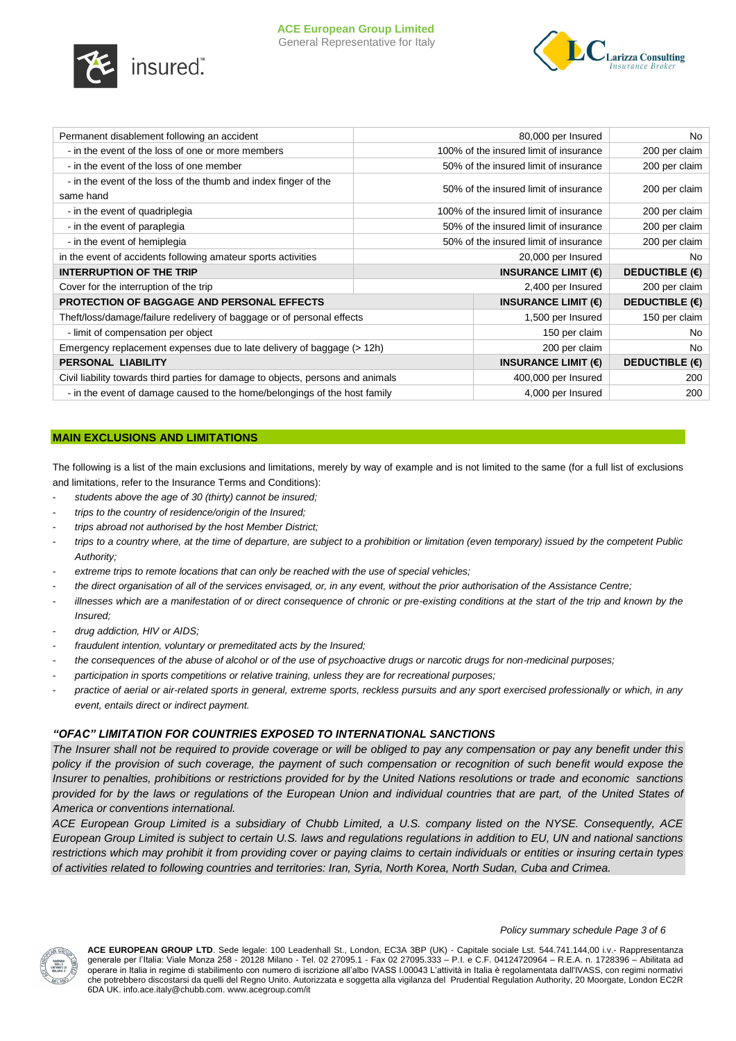| | | |
|---|---|---|
| Permanent disablement following an accident | 80,000 per Insured | No |
| - in the event of the loss of one or more members | 100% of the insured limit of insurance | 200 per claim |
| - in the event of the loss of one member | 50% of the insured limit of insurance | 200 per claim |
| - in the event of the loss of the thumb and index finger of the same hand | 50% of the insured limit of insurance | 200 per claim |
| - in the event of quadriplegia | 100% of the insured limit of insurance | 200 per claim |
| - in the event of paraplegia | 50% of the insured limit of insurance | 200 per claim |
| - in the event of hemiplegia | 50% of the insured limit of insurance | 200 per claim |
| in the event of accidents following amateur sports activities | 20,000 per Insured | No |
| **INTERRUPTION OF THE TRIP** | **INSURANCE LIMIT (€)** | **DEDUCTIBLE (€)** |
| Cover for the interruption of the trip | 2,400 per Insured | 200 per claim |
| **PROTECTION OF BAGGAGE AND PERSONAL EFFECTS** | **INSURANCE LIMIT (€)** | **DEDUCTIBLE (€)** |
| Theft/loss/damage/failure redelivery of baggage or of personal effects | 1,500 per Insured | 150 per claim |
| - limit of compensation per object | 150 per claim | No |
| Emergency replacement expenses due to late delivery of baggage (> 12h) | 200 per claim | No |
| **PERSONAL LIABILITY** | **INSURANCE LIMIT (€)** | **DEDUCTIBLE (€)** |
| Civil liability towards third parties for damage to objects, persons and animals | 400,000 per Insured | 200 |
| - in the event of damage caused to the home/belongings of the host family | 4,000 per Insured | 200 |

## MAIN EXCLUSIONS AND LIMITATIONS

The following is a list of the main exclusions and limitations, merely by way of example and is not limited to the same (for a full list of exclusions and limitations, refer to the Insurance Terms and Conditions):

- *students above the age of 30 (thirty) cannot be insured;*
- *trips to the country of residence/origin of the Insured;*
- *trips abroad not authorised by the host Member District;*
- *trips to a country where, at the time of departure, are subject to a prohibition or limitation (even temporary) issued by the competent Public Authority;*
- *extreme trips to remote locations that can only be reached with the use of special vehicles;*
- *the direct organisation of all of the services envisaged, or, in any event, without the prior authorisation of the Assistance Centre;*
- *illnesses which are a manifestation of or direct consequence of chronic or pre-existing conditions at the start of the trip and known by the Insured;*
- *drug addiction, HIV or AIDS;*
- *fraudulent intention, voluntary or premeditated acts by the Insured;*
- *the consequences of the abuse of alcohol or of the use of psychoactive drugs or narcotic drugs for non-medicinal purposes;*
- *participation in sports competitions or relative training, unless they are for recreational purposes;*
- *practice of aerial or air-related sports in general, extreme sports, reckless pursuits and any sport exercised professionally or which, in any event, entails direct or indirect payment.*

### *"OFAC" LIMITATION FOR COUNTRIES EXPOSED TO INTERNATIONAL SANCTIONS*

*The Insurer shall not be required to provide coverage or will be obliged to pay any compensation or pay any benefit under this policy if the provision of such coverage, the payment of such compensation or recognition of such benefit would expose the Insurer to penalties, prohibitions or restrictions provided for by the United Nations resolutions or trade and economic sanctions provided for by the laws or regulations of the European Union and individual countries that are part, of the United States of America or conventions international.*

*ACE European Group Limited is a subsidiary of Chubb Limited, a U.S. company listed on the NYSE. Consequently, ACE European Group Limited is subject to certain U.S. laws and regulations regulations in addition to EU, UN and national sanctions restrictions which may prohibit it from providing cover or paying claims to certain individuals or entities or insuring certain types of activities related to following countries and territories: Iran, Syria, North Korea, North Sudan, Cuba and Crimea.*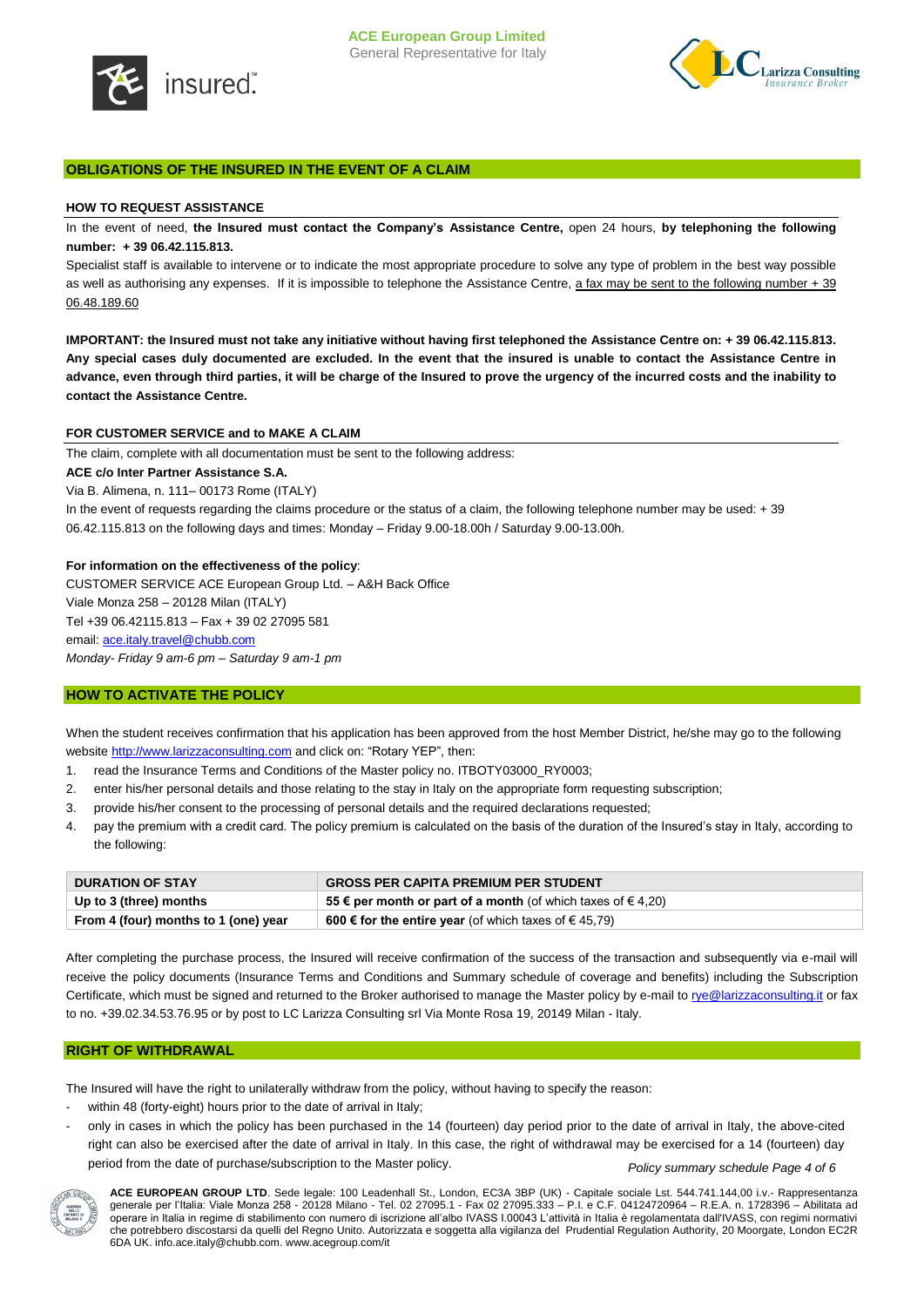## OBLIGATIONS OF THE INSURED IN THE EVENT OF A CLAIM

### HOW TO REQUEST ASSISTANCE

In the event of need, **the Insured must contact the Company's Assistance Centre,** open 24 hours, **by telephoning the following number: + 39 06.42.115.813.**

Specialist staff is available to intervene or to indicate the most appropriate procedure to solve any type of problem in the best way possible as well as authorising any expenses. If it is impossible to telephone the Assistance Centre, a fax may be sent to the following number + 39 06.48.189.60

**IMPORTANT: the Insured must not take any initiative without having first telephoned the Assistance Centre on: + 39 06.42.115.813. Any special cases duly documented are excluded. In the event that the insured is unable to contact the Assistance Centre in advance, even through third parties, it will be charge of the Insured to prove the urgency of the incurred costs and the inability to contact the Assistance Centre.**

### FOR CUSTOMER SERVICE and to MAKE A CLAIM

The claim, complete with all documentation must be sent to the following address:

**ACE c/o Inter Partner Assistance S.A.**

Via B. Alimena, n. 111– 00173 Rome (ITALY)

In the event of requests regarding the claims procedure or the status of a claim, the following telephone number may be used: + 39 06.42.115.813 on the following days and times: Monday – Friday 9.00-18.00h / Saturday 9.00-13.00h.

**For information on the effectiveness of the policy**:

CUSTOMER SERVICE ACE European Group Ltd. – A&H Back Office
Viale Monza 258 – 20128 Milan (ITALY)
Tel +39 06.42115.813 – Fax + 39 02 27095 581
email: ace.italy.travel@chubb.com
*Monday- Friday 9 am-6 pm – Saturday 9 am-1 pm*

## HOW TO ACTIVATE THE POLICY

When the student receives confirmation that his application has been approved from the host Member District, he/she may go to the following website http://www.larizzaconsulting.com and click on: "Rotary YEP", then:

1. read the Insurance Terms and Conditions of the Master policy no. ITBOTY03000_RY0003;
2. enter his/her personal details and those relating to the stay in Italy on the appropriate form requesting subscription;
3. provide his/her consent to the processing of personal details and the required declarations requested;
4. pay the premium with a credit card. The policy premium is calculated on the basis of the duration of the Insured's stay in Italy, according to the following:

| DURATION OF STAY | GROSS PER CAPITA PREMIUM PER STUDENT |
|---|---|
| **Up to 3 (three) months** | **55 € per month or part of a month** (of which taxes of € 4,20) |
| **From 4 (four) months to 1 (one) year** | **600 € for the entire year** (of which taxes of € 45,79) |

After completing the purchase process, the Insured will receive confirmation of the success of the transaction and subsequently via e-mail will receive the policy documents (Insurance Terms and Conditions and Summary schedule of coverage and benefits) including the Subscription Certificate, which must be signed and returned to the Broker authorised to manage the Master policy by e-mail to rye@larizzaconsulting.it or fax to no. +39.02.34.53.76.95 or by post to LC Larizza Consulting srl Via Monte Rosa 19, 20149 Milan - Italy.

## RIGHT OF WITHDRAWAL

The Insured will have the right to unilaterally withdraw from the policy, without having to specify the reason:

- within 48 (forty-eight) hours prior to the date of arrival in Italy;
- only in cases in which the policy has been purchased in the 14 (fourteen) day period prior to the date of arrival in Italy, the above-cited right can also be exercised after the date of arrival in Italy. In this case, the right of withdrawal may be exercised for a 14 (fourteen) day period from the date of purchase/subscription to the Master policy.

**ACE EUROPEAN GROUP LTD**. Sede legale: 100 Leadenhall St., London, EC3A 3BP (UK) - Capitale sociale Lst. 544.741.144,00 i.v.- Rappresentanza generale per l'Italia: Viale Monza 258 - 20128 Milano - Tel. 02 27095.1 - Fax 02 27095.333 – P.I. e C.F. 04124720964 – R.E.A. n. 1728396 – Abilitata ad operare in Italia in regime di stabilimento con numero di iscrizione all'albo IVASS I.00043 L'attività in Italia è regolamentata dall'IVASS, con regimi normativi che potrebbero discostarsi da quelli del Regno Unito. Autorizzata e soggetta alla vigilanza del Prudential Regulation Authority, 20 Moorgate, London EC2R 6DA UK. info.ace.italy@chubb.com. www.acegroup.com/it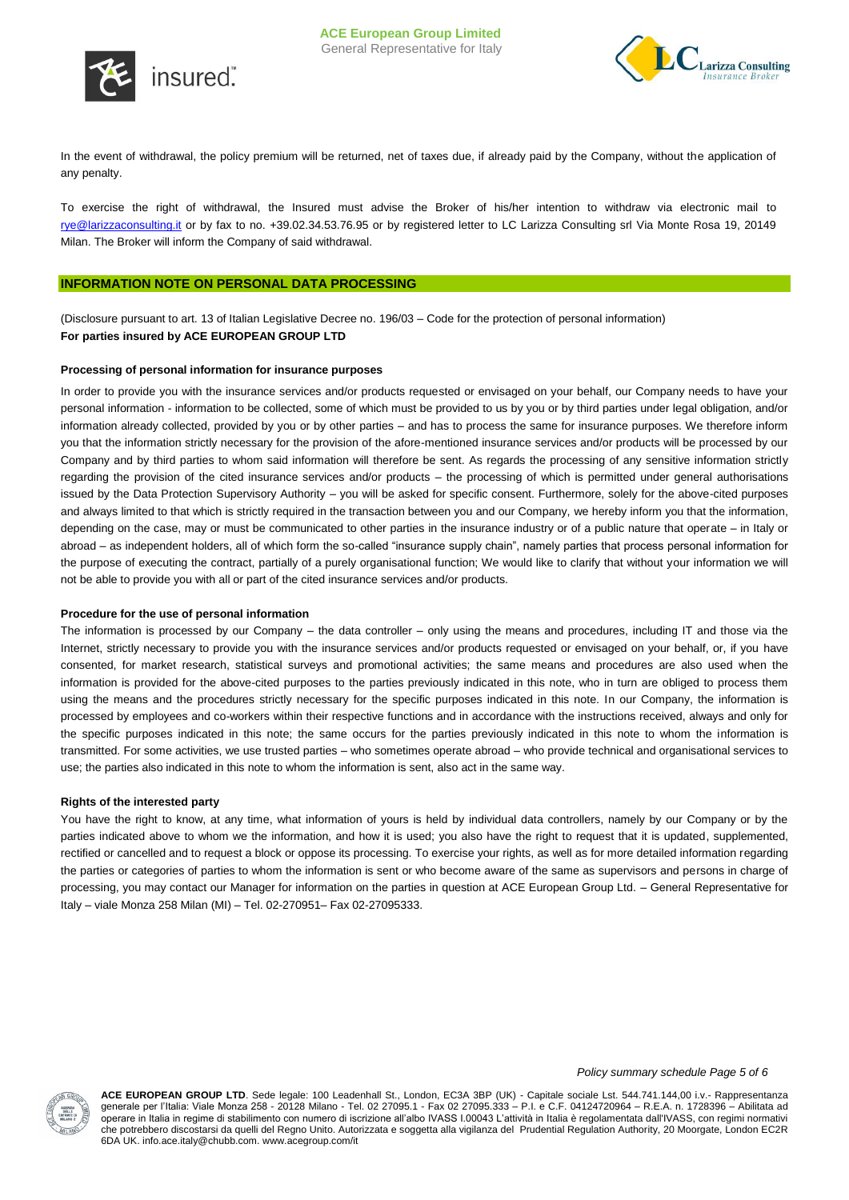In the event of withdrawal, the policy premium will be returned, net of taxes due, if already paid by the Company, without the application of any penalty.

To exercise the right of withdrawal, the Insured must advise the Broker of his/her intention to withdraw via electronic mail to rye@larizzaconsulting.it or by fax to no. +39.02.34.53.76.95 or by registered letter to LC Larizza Consulting srl Via Monte Rosa 19, 20149 Milan. The Broker will inform the Company of said withdrawal.

## INFORMATION NOTE ON PERSONAL DATA PROCESSING

(Disclosure pursuant to art. 13 of Italian Legislative Decree no. 196/03 – Code for the protection of personal information)
**For parties insured by ACE EUROPEAN GROUP LTD**

### Processing of personal information for insurance purposes

In order to provide you with the insurance services and/or products requested or envisaged on your behalf, our Company needs to have your personal information - information to be collected, some of which must be provided to us by you or by third parties under legal obligation, and/or information already collected, provided by you or by other parties – and has to process the same for insurance purposes. We therefore inform you that the information strictly necessary for the provision of the afore-mentioned insurance services and/or products will be processed by our Company and by third parties to whom said information will therefore be sent. As regards the processing of any sensitive information strictly regarding the provision of the cited insurance services and/or products – the processing of which is permitted under general authorisations issued by the Data Protection Supervisory Authority – you will be asked for specific consent. Furthermore, solely for the above-cited purposes and always limited to that which is strictly required in the transaction between you and our Company, we hereby inform you that the information, depending on the case, may or must be communicated to other parties in the insurance industry or of a public nature that operate – in Italy or abroad – as independent holders, all of which form the so-called "insurance supply chain", namely parties that process personal information for the purpose of executing the contract, partially of a purely organisational function; We would like to clarify that without your information we will not be able to provide you with all or part of the cited insurance services and/or products.

### Procedure for the use of personal information

The information is processed by our Company – the data controller – only using the means and procedures, including IT and those via the Internet, strictly necessary to provide you with the insurance services and/or products requested or envisaged on your behalf, or, if you have consented, for market research, statistical surveys and promotional activities; the same means and procedures are also used when the information is provided for the above-cited purposes to the parties previously indicated in this note, who in turn are obliged to process them using the means and the procedures strictly necessary for the specific purposes indicated in this note. In our Company, the information is processed by employees and co-workers within their respective functions and in accordance with the instructions received, always and only for the specific purposes indicated in this note; the same occurs for the parties previously indicated in this note to whom the information is transmitted. For some activities, we use trusted parties – who sometimes operate abroad – who provide technical and organisational services to use; the parties also indicated in this note to whom the information is sent, also act in the same way.

### Rights of the interested party

You have the right to know, at any time, what information of yours is held by individual data controllers, namely by our Company or by the parties indicated above to whom we the information, and how it is used; you also have the right to request that it is updated, supplemented, rectified or cancelled and to request a block or oppose its processing. To exercise your rights, as well as for more detailed information regarding the parties or categories of parties to whom the information is sent or who become aware of the same as supervisors and persons in charge of processing, you may contact our Manager for information on the parties in question at ACE European Group Ltd. – General Representative for Italy – viale Monza 258 Milan (MI) – Tel. 02-270951– Fax 02-27095333.